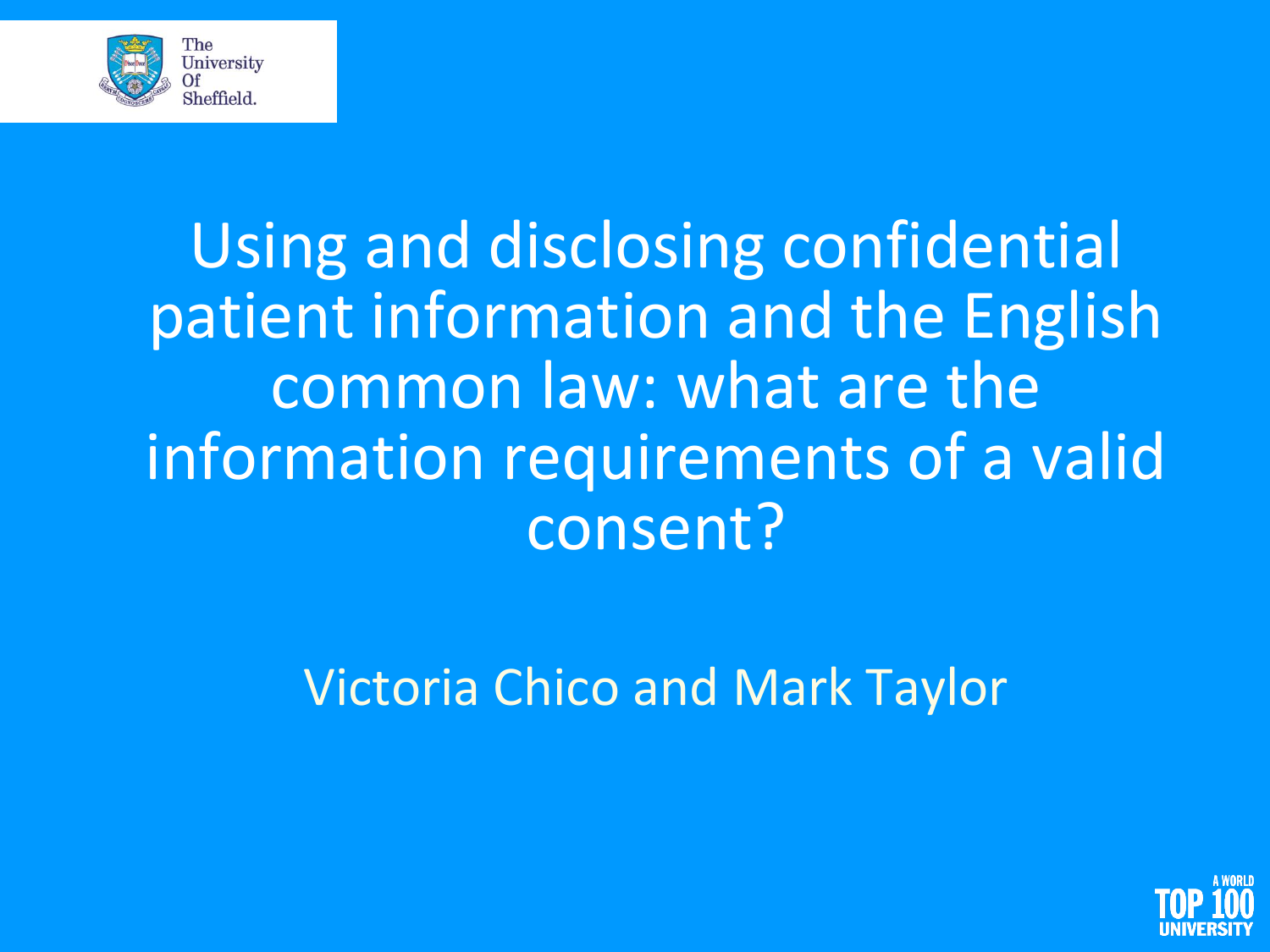# Using and disclosing confidential patient information and the English common law: what are the information requirements of a valid consent?

Victoria Chico and Mark Taylor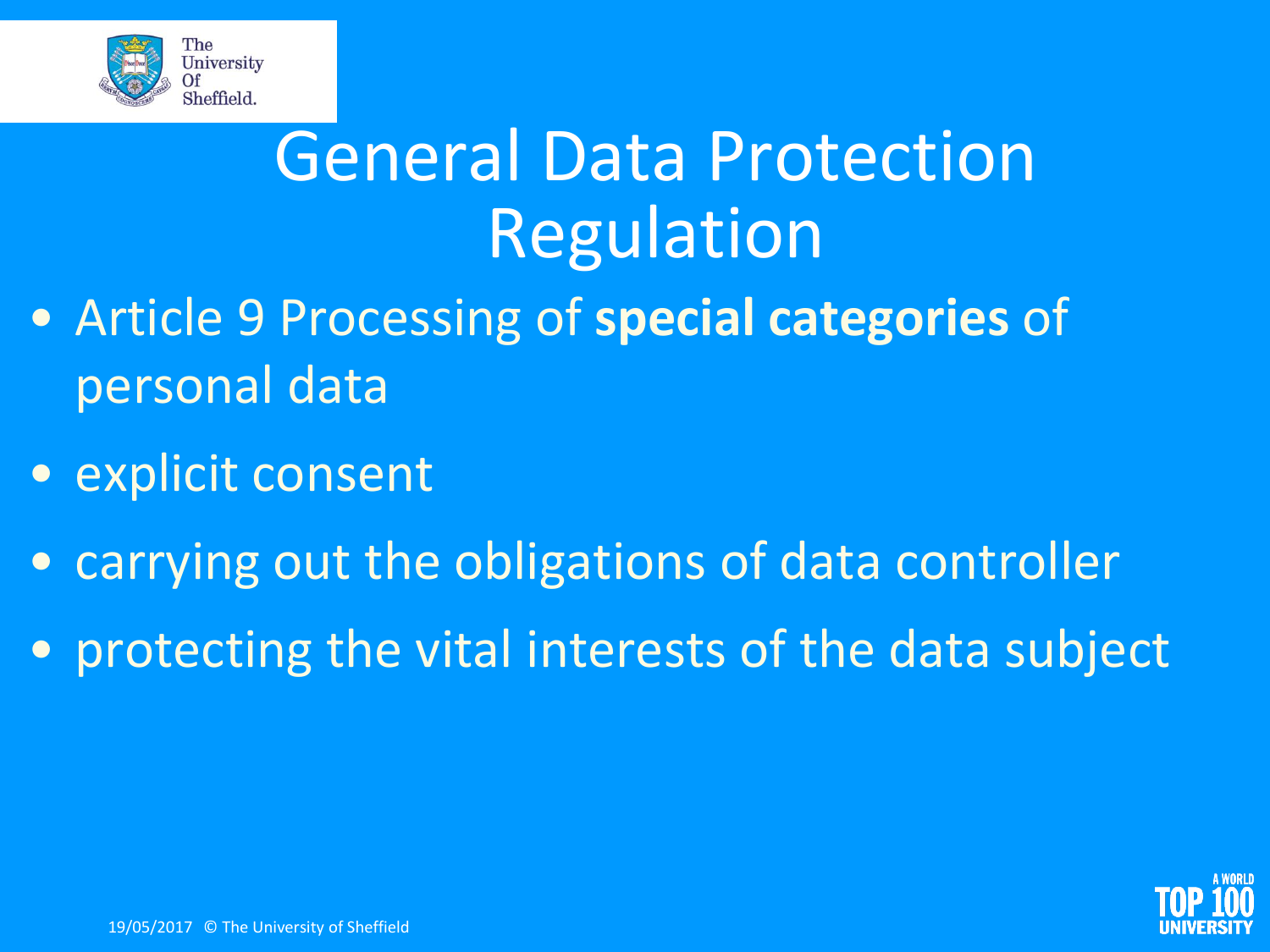# General Data Protection Regulation

- Article 9 Processing of **special categories** of personal data
- explicit consent
- carrying out the obligations of data controller
- protecting the vital interests of the data subject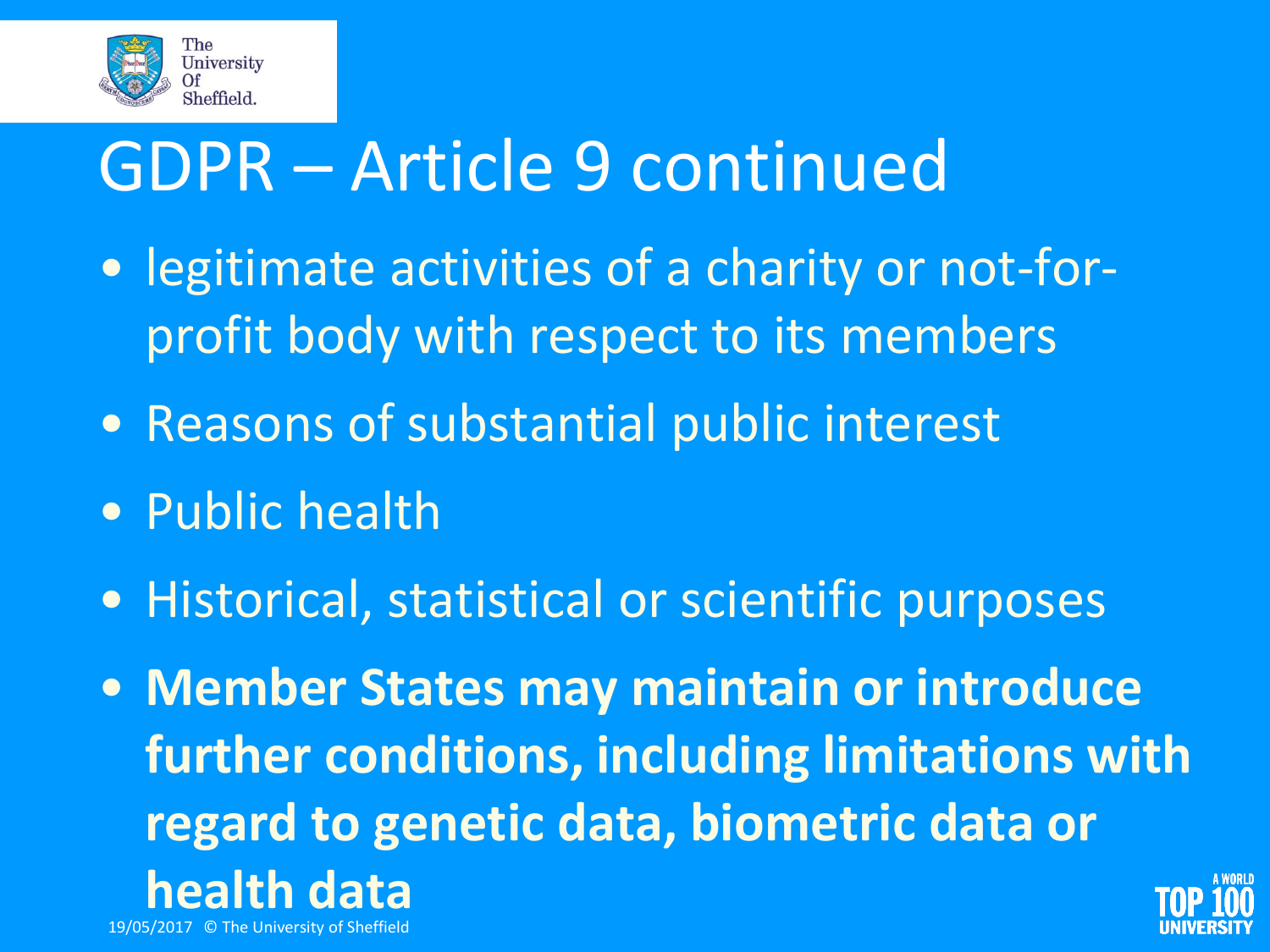# GDPR – Article 9 continued

- legitimate activities of a charity or not-for-profit body with respect to its members
- Reasons of substantial public interest
- Public health
- Historical, statistical or scientific purposes
- **Member States may maintain or introduce further conditions, including limitations with regard to genetic data, biometric data or health data**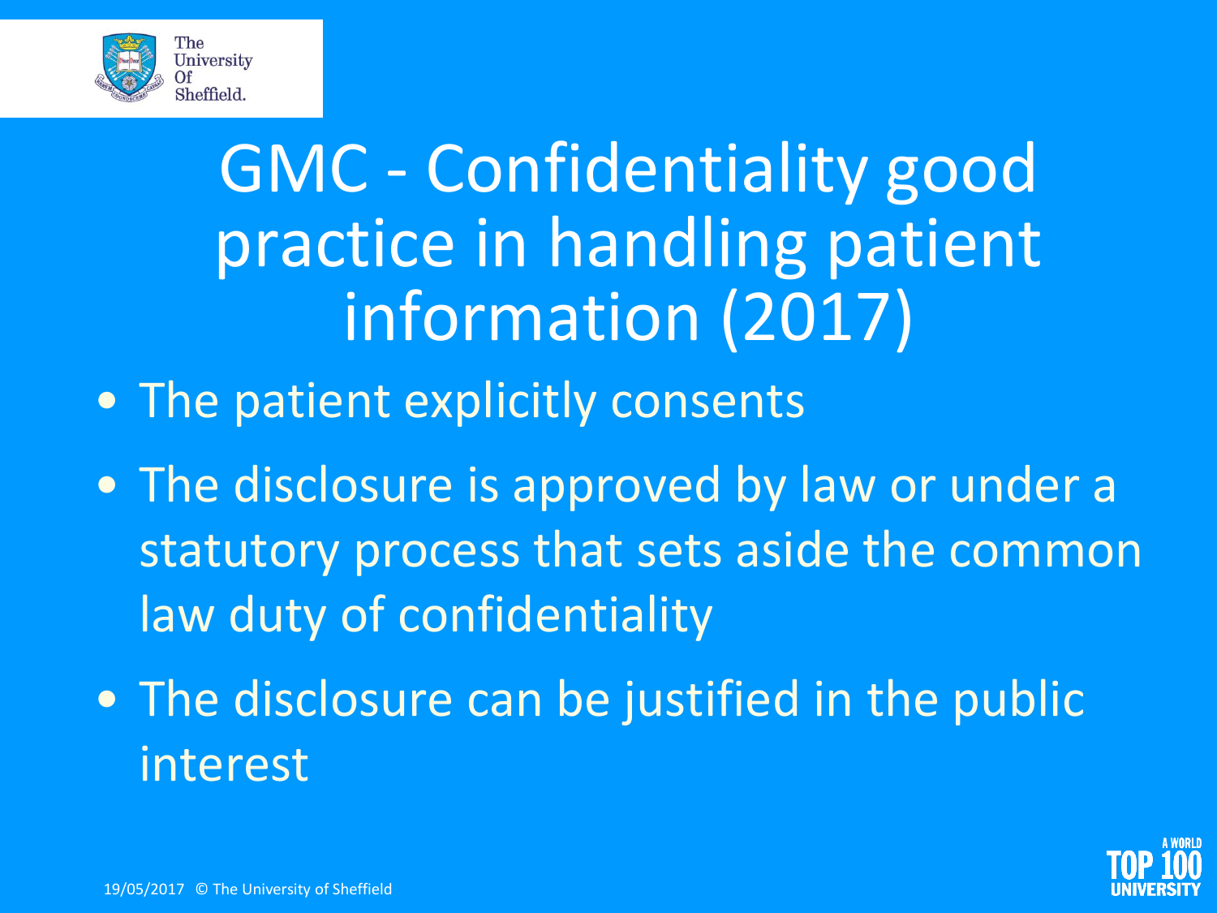# GMC - Confidentiality good practice in handling patient information (2017)

- The patient explicitly consents
- The disclosure is approved by law or under a statutory process that sets aside the common law duty of confidentiality
- The disclosure can be justified in the public interest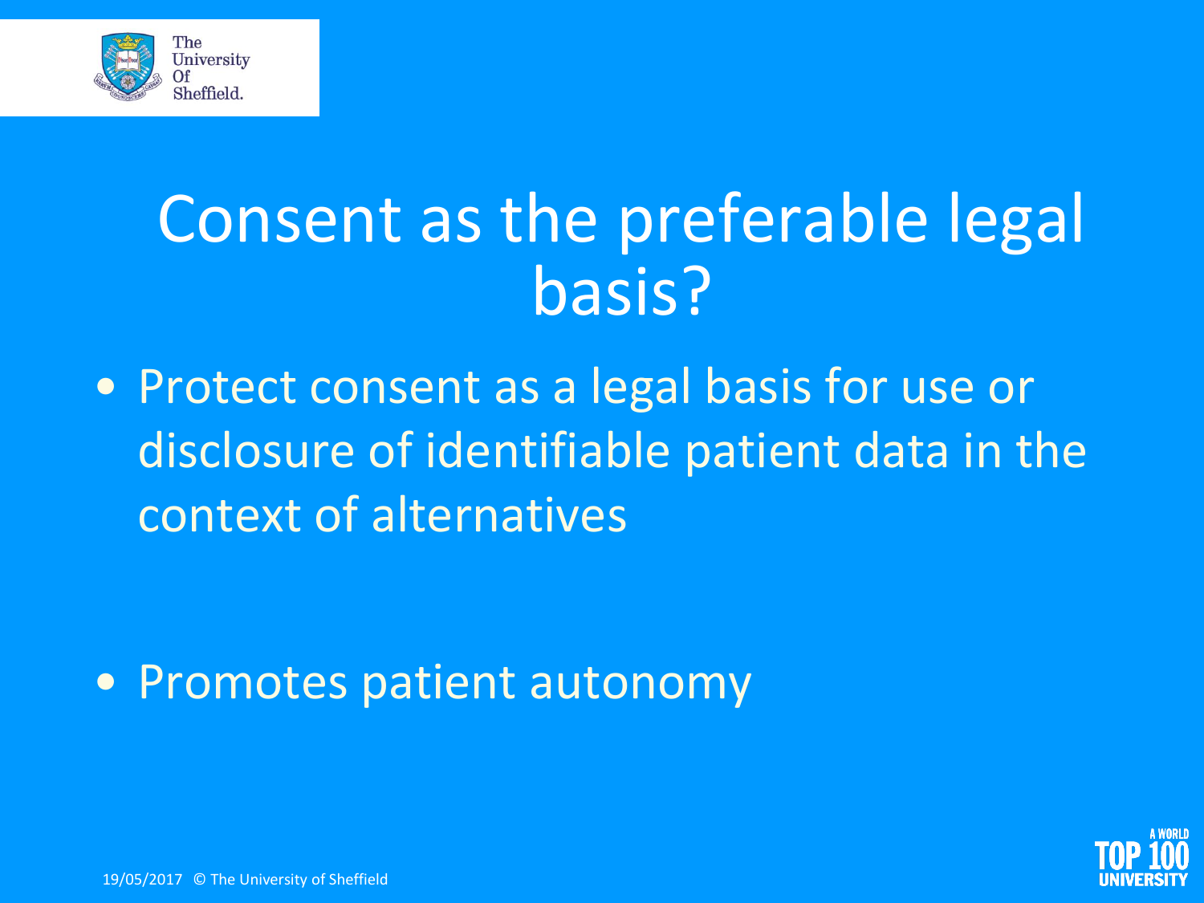# Consent as the preferable legal basis?

- Protect consent as a legal basis for use or disclosure of identifiable patient data in the context of alternatives

- Promotes patient autonomy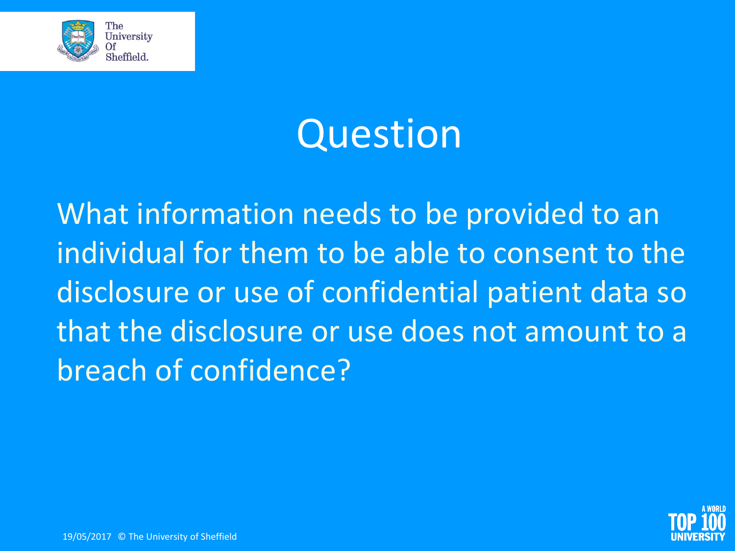# Question

What information needs to be provided to an individual for them to be able to consent to the disclosure or use of confidential patient data so that the disclosure or use does not amount to a breach of confidence?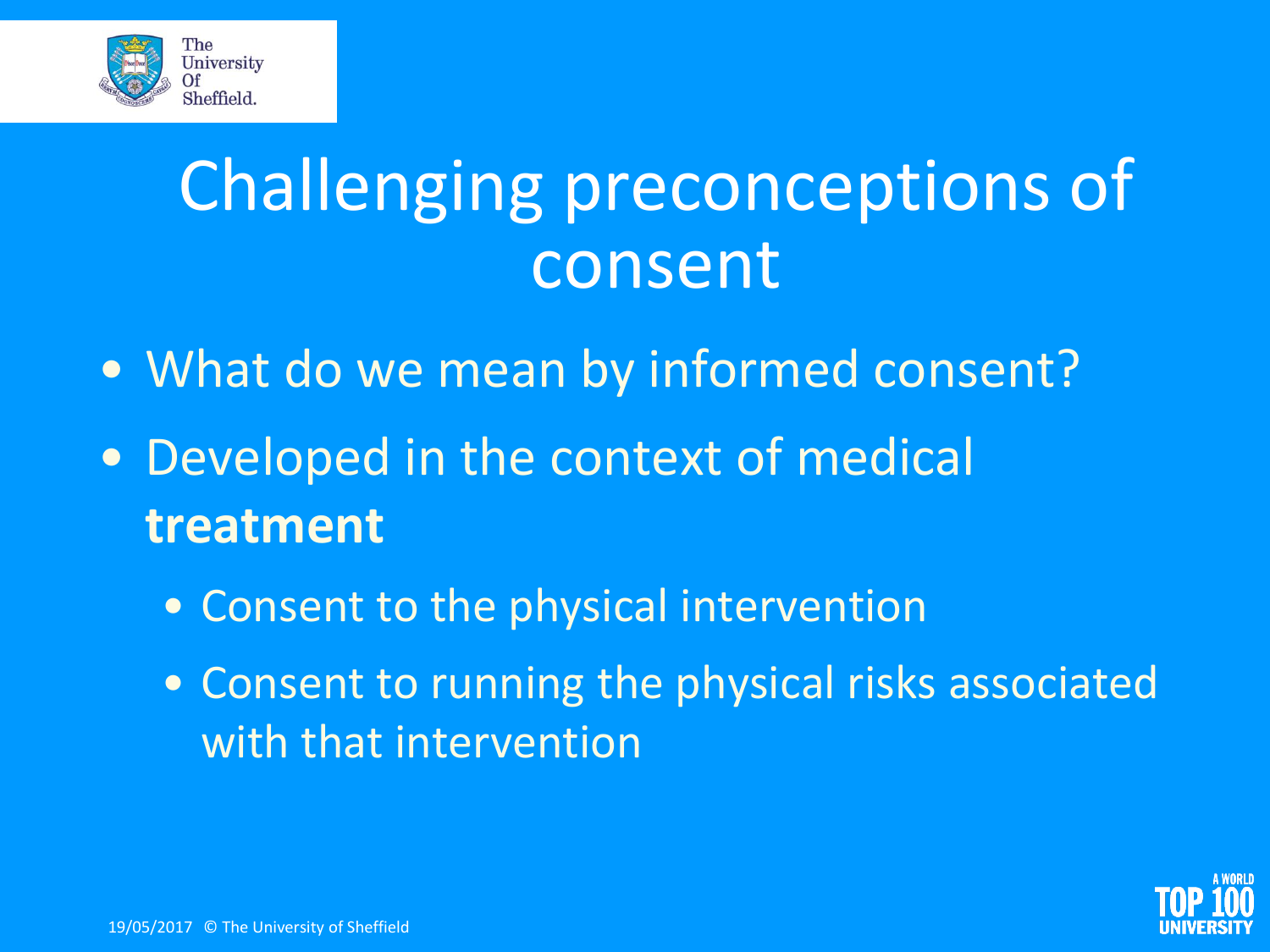# Challenging preconceptions of consent

- What do we mean by informed consent?
- Developed in the context of medical **treatment**
  - Consent to the physical intervention
  - Consent to running the physical risks associated with that intervention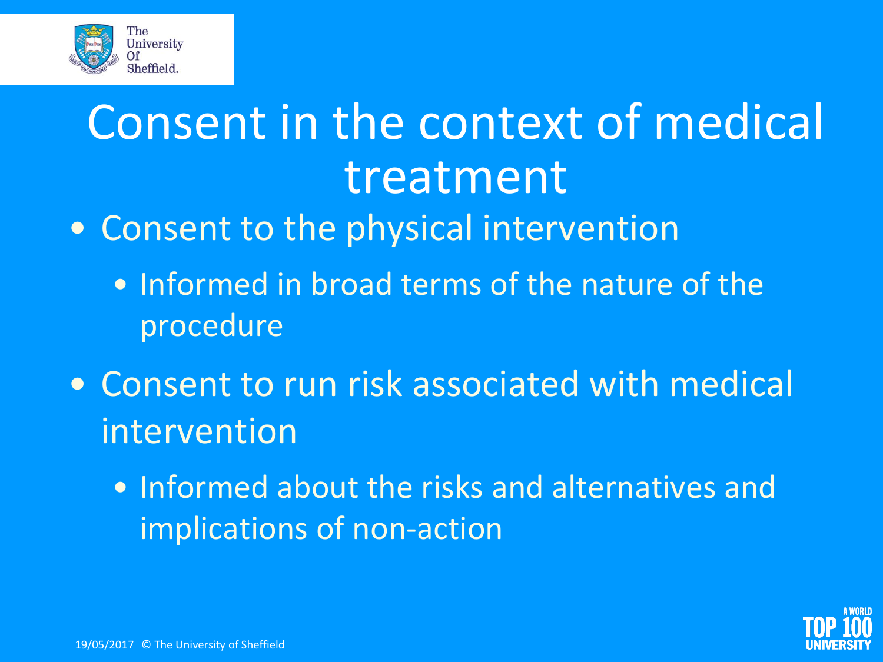# Consent in the context of medical treatment

- Consent to the physical intervention
  - Informed in broad terms of the nature of the procedure
- Consent to run risk associated with medical intervention
  - Informed about the risks and alternatives and implications of non-action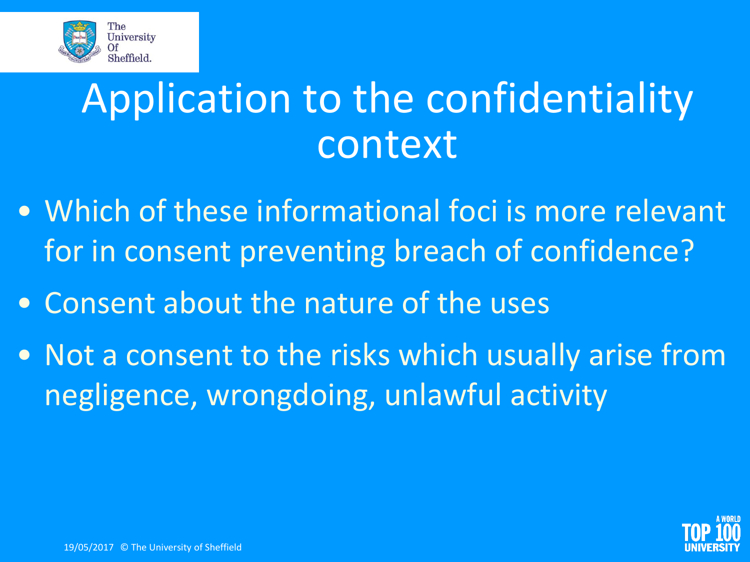# Application to the confidentiality context

- Which of these informational foci is more relevant for in consent preventing breach of confidence?
- Consent about the nature of the uses
- Not a consent to the risks which usually arise from negligence, wrongdoing, unlawful activity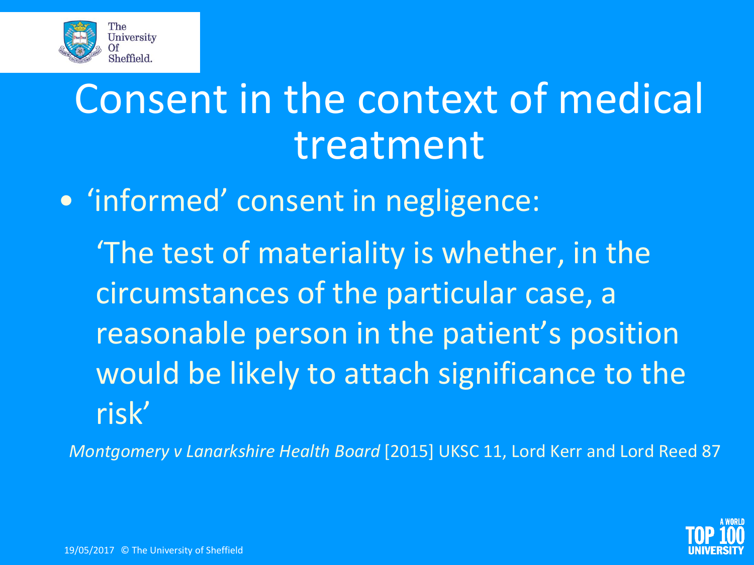# Consent in the context of medical treatment

- 'informed' consent in negligence:

  'The test of materiality is whether, in the circumstances of the particular case, a reasonable person in the patient's position would be likely to attach significance to the risk'

*Montgomery v Lanarkshire Health Board* [2015] UKSC 11, Lord Kerr and Lord Reed 87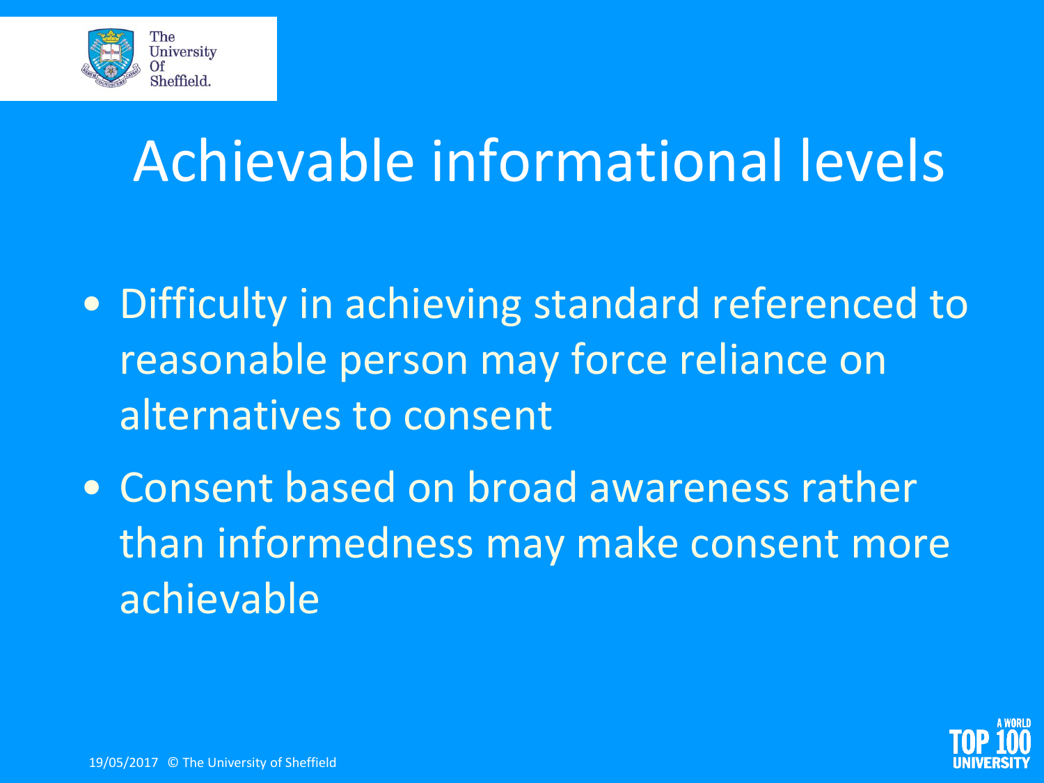# Achievable informational levels

- Difficulty in achieving standard referenced to reasonable person may force reliance on alternatives to consent
- Consent based on broad awareness rather than informedness may make consent more achievable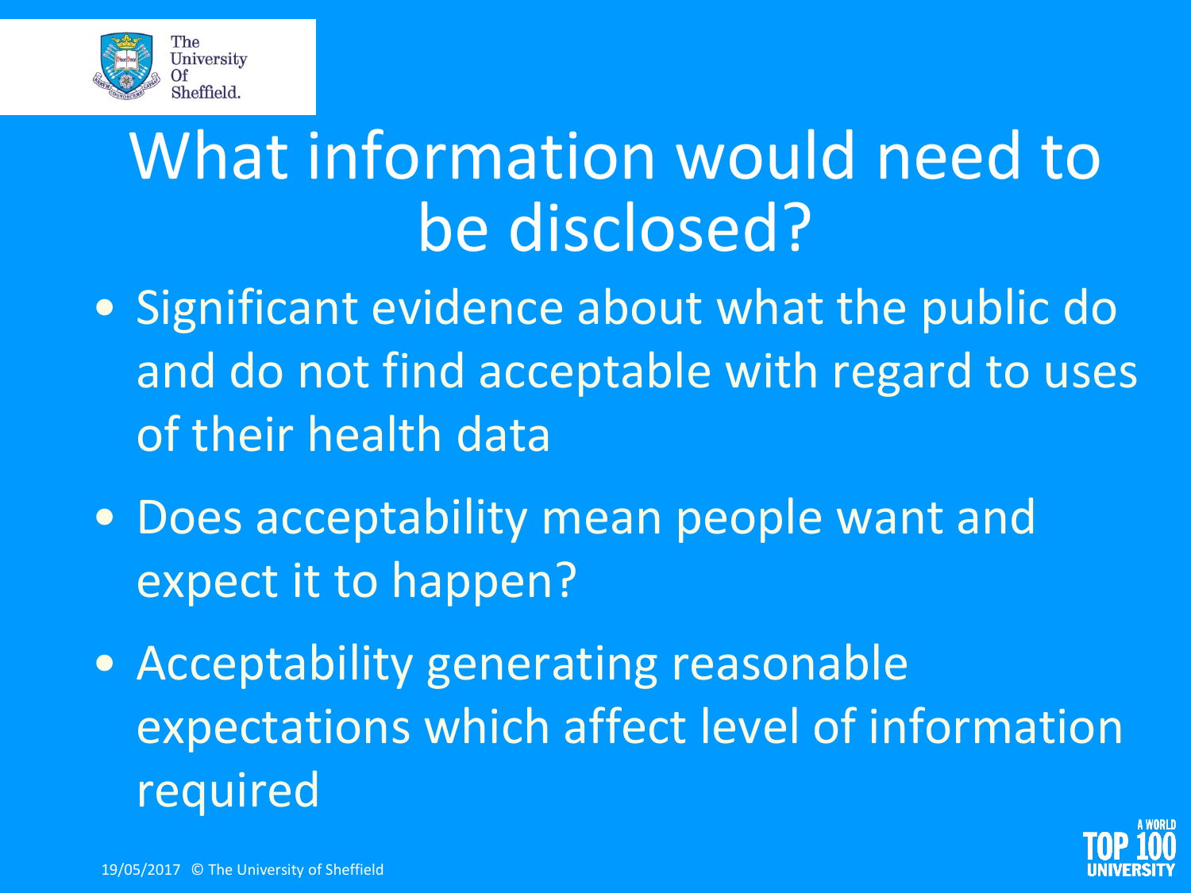# What information would need to be disclosed?

- Significant evidence about what the public do and do not find acceptable with regard to uses of their health data
- Does acceptability mean people want and expect it to happen?
- Acceptability generating reasonable expectations which affect level of information required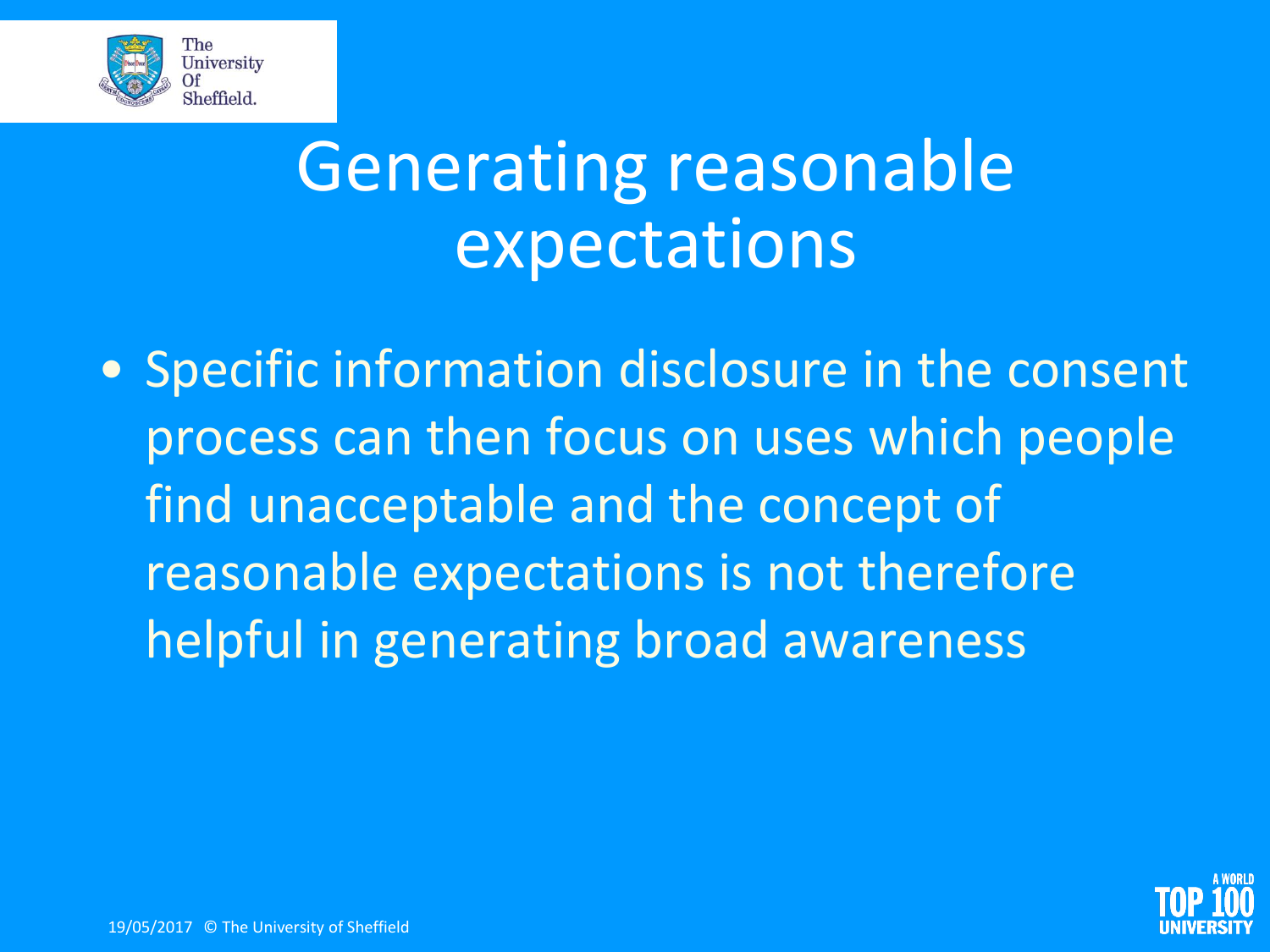# Generating reasonable expectations

- Specific information disclosure in the consent process can then focus on uses which people find unacceptable and the concept of reasonable expectations is not therefore helpful in generating broad awareness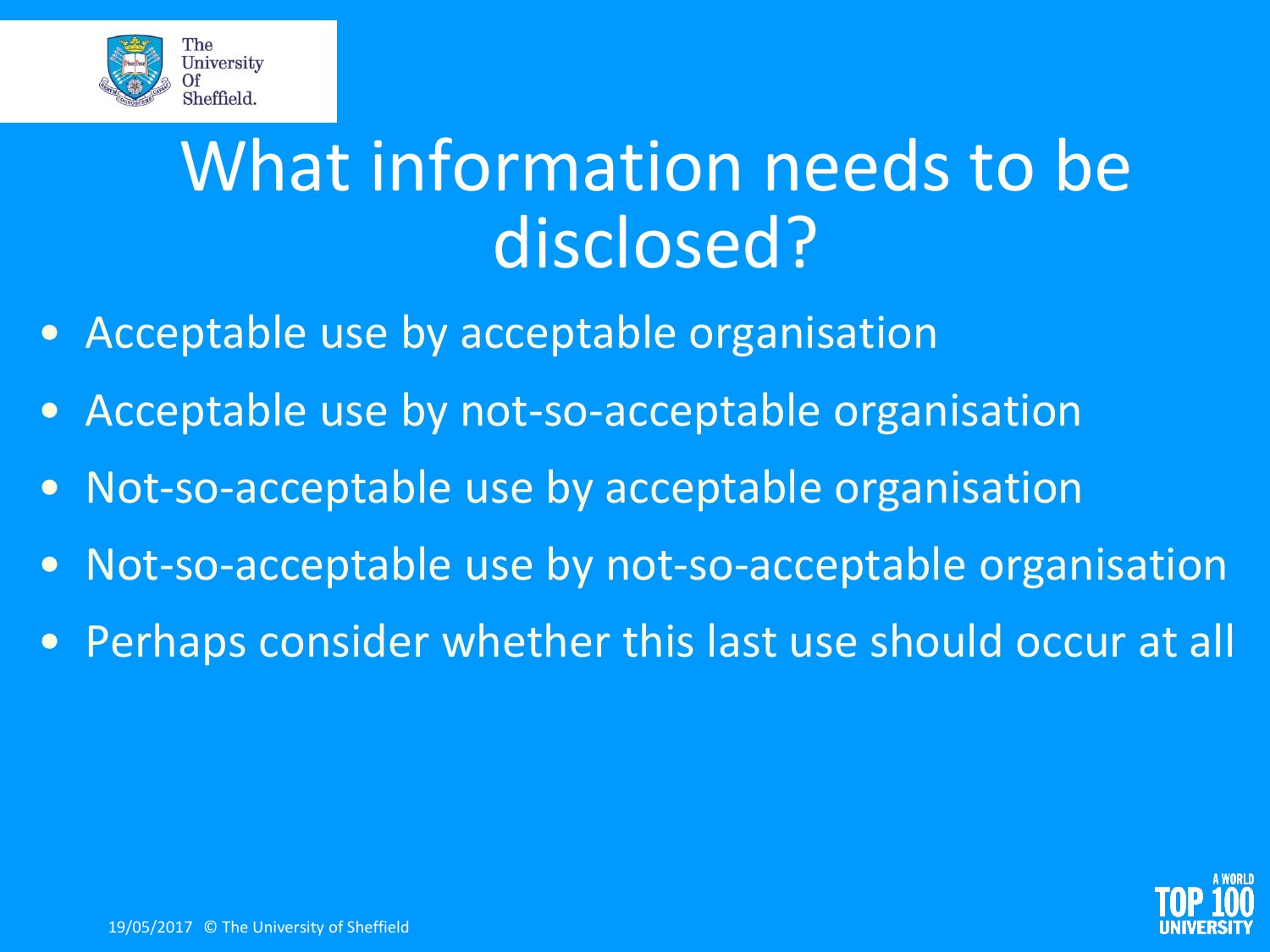# What information needs to be disclosed?

- Acceptable use by acceptable organisation
- Acceptable use by not-so-acceptable organisation
- Not-so-acceptable use by acceptable organisation
- Not-so-acceptable use by not-so-acceptable organisation
- Perhaps consider whether this last use should occur at all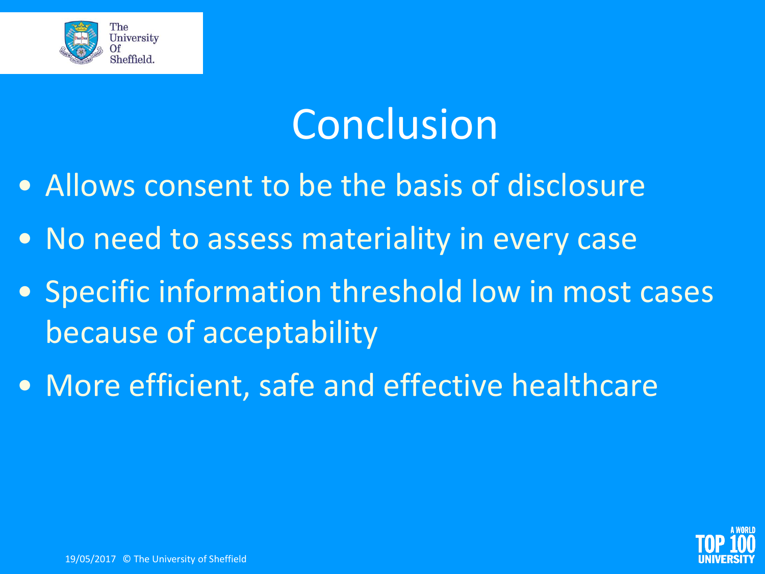# Conclusion

- Allows consent to be the basis of disclosure
- No need to assess materiality in every case
- Specific information threshold low in most cases because of acceptability
- More efficient, safe and effective healthcare